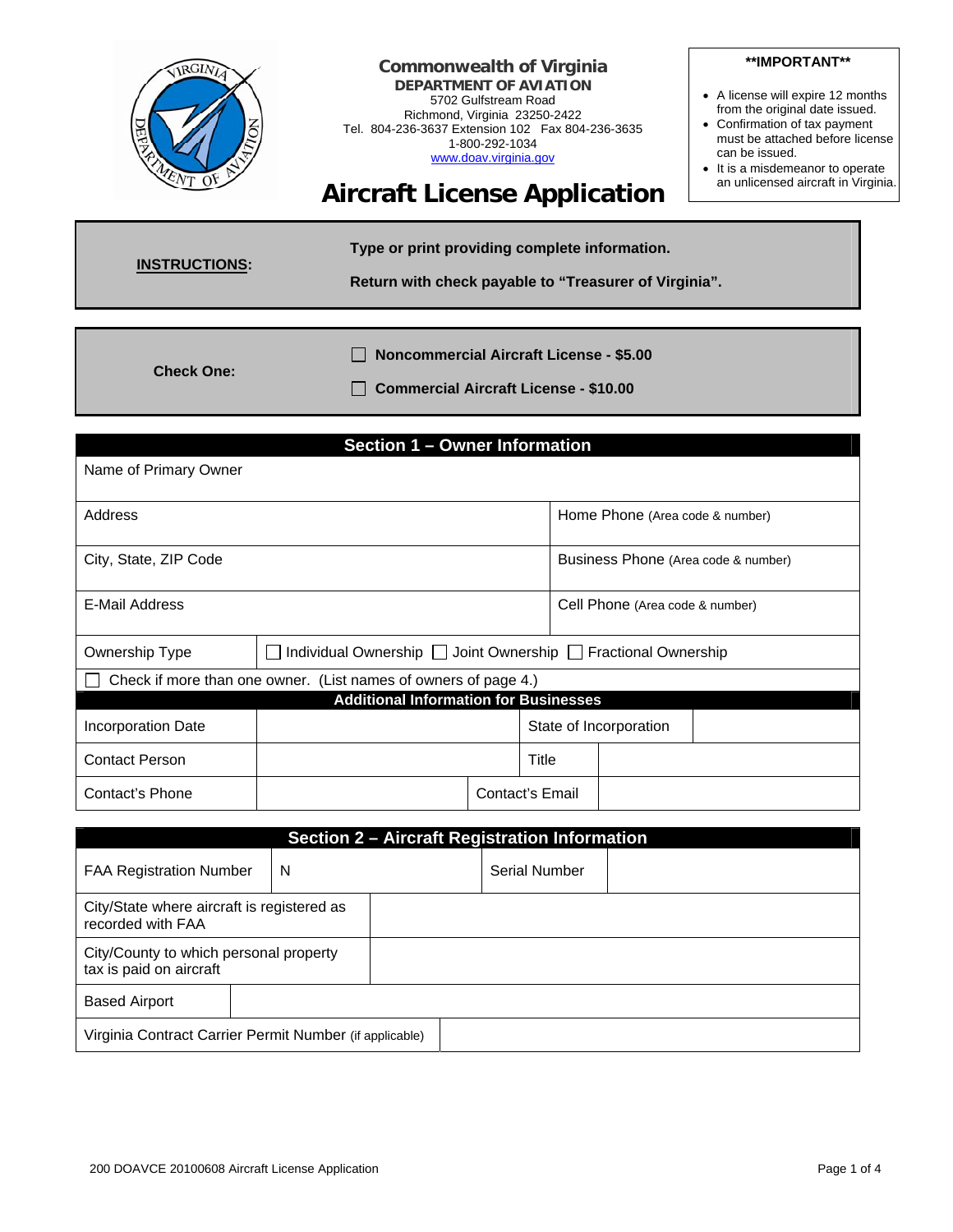**Commonwealth of Virginia**
**DEPARTMENT OF AVIATION**
5702 Gulfstream Road
Richmond, Virginia 23250-2422
Tel. 804-236-3637 Extension 102 Fax 804-236-3635
1-800-292-1034
www.doav.virginia.gov

# Aircraft License Application

****IMPORTANT****

- A license will expire 12 months from the original date issued.
- Confirmation of tax payment must be attached before license can be issued.
- It is a misdemeanor to operate an unlicensed aircraft in Virginia.

| **INSTRUCTIONS:** | **Type or print providing complete information.** **Return with check payable to "Treasurer of Virginia".** |
|---|---|

| **Check One:** | ☐ **Noncommercial Aircraft License - $5.00** ☐ **Commercial Aircraft License - $10.00** |
|---|---|

## Section 1 – Owner Information

| Name of Primary Owner | |
|---|---|
| Address | Home Phone (Area code & number) |
| City, State, ZIP Code | Business Phone (Area code & number) |
| E-Mail Address | Cell Phone (Area code & number) |
| Ownership Type | ☐ Individual Ownership ☐ Joint Ownership ☐ Fractional Ownership |

☐ Check if more than one owner. (List names of owners of page 4.)

**Additional Information for Businesses**

| Incorporation Date | | State of Incorporation | |
|---|---|---|---|
| Contact Person | | Title | |
| Contact's Phone | | Contact's Email | |

## Section 2 – Aircraft Registration Information

| FAA Registration Number | N | Serial Number | |
|---|---|---|---|
| City/State where aircraft is registered as recorded with FAA | | | |
| City/County to which personal property tax is paid on aircraft | | | |
| Based Airport | | | |
| Virginia Contract Carrier Permit Number (if applicable) | | | |

200 DOAVCE 20100608 Aircraft License Application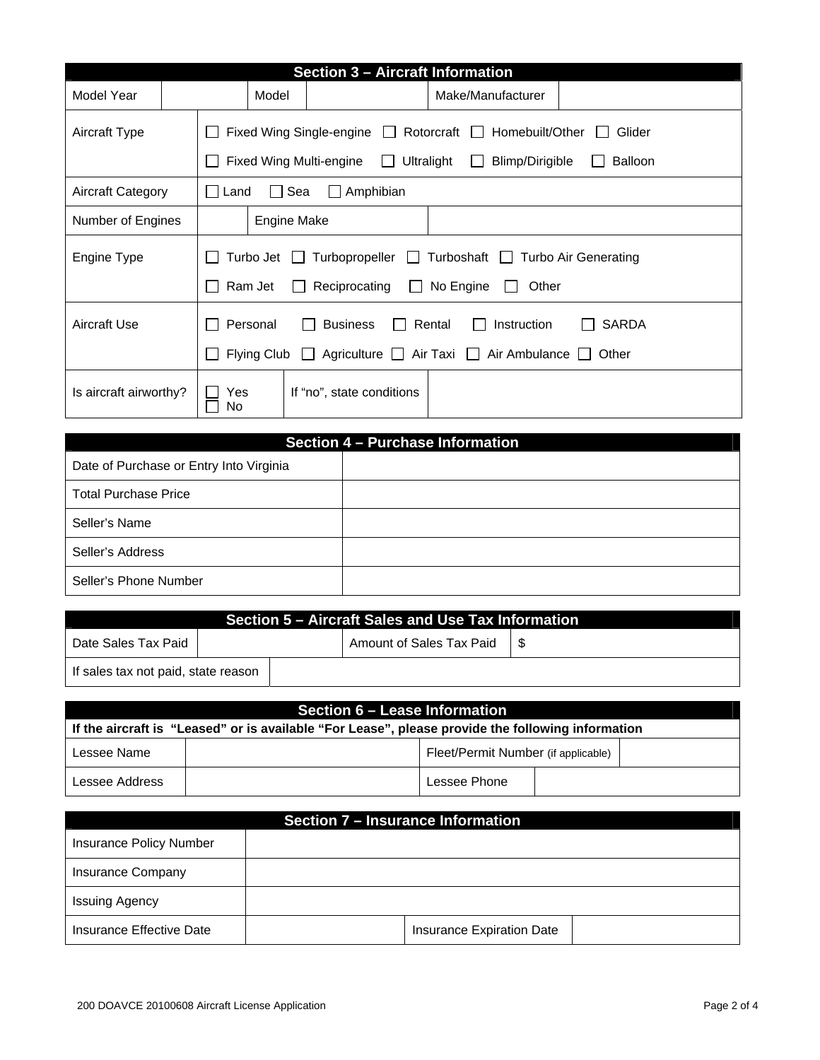## Section 3 – Aircraft Information

| Model Year | | Model | | Make/Manufacturer | |
|---|---|---|---|---|---|

| | |
|---|---|
| Aircraft Type | ☐ Fixed Wing Single-engine ☐ Rotorcraft ☐ Homebuilt/Other ☐ Glider<br>☐ Fixed Wing Multi-engine ☐ Ultralight ☐ Blimp/Dirigible ☐ Balloon |
| Aircraft Category | ☐ Land ☐ Sea ☐ Amphibian |

| Number of Engines | | Engine Make | |
|---|---|---|---|

| | |
|---|---|
| Engine Type | ☐ Turbo Jet ☐ Turbopropeller ☐ Turboshaft ☐ Turbo Air Generating<br>☐ Ram Jet ☐ Reciprocating ☐ No Engine ☐ Other |
| Aircraft Use | ☐ Personal ☐ Business ☐ Rental ☐ Instruction ☐ SARDA<br>☐ Flying Club ☐ Agriculture ☐ Air Taxi ☐ Air Ambulance ☐ Other |

| Is aircraft airworthy? | ☐ Yes<br>☐ No | If "no", state conditions | |
|---|---|---|---|

## Section 4 – Purchase Information

| | |
|---|---|
| Date of Purchase or Entry Into Virginia | |
| Total Purchase Price | |
| Seller's Name | |
| Seller's Address | |
| Seller's Phone Number | |

## Section 5 – Aircraft Sales and Use Tax Information

| Date Sales Tax Paid | | Amount of Sales Tax Paid | $ |
|---|---|---|---|
| If sales tax not paid, state reason | | | |

## Section 6 – Lease Information

**If the aircraft is "Leased" or is available "For Lease", please provide the following information**

| Lessee Name | | Fleet/Permit Number (if applicable) | |
|---|---|---|---|
| Lessee Address | | Lessee Phone | |

## Section 7 – Insurance Information

| | | | |
|---|---|---|---|
| Insurance Policy Number | | | |
| Insurance Company | | | |
| Issuing Agency | | | |
| Insurance Effective Date | | Insurance Expiration Date | |

200 DOAVCE 20100608 Aircraft License Application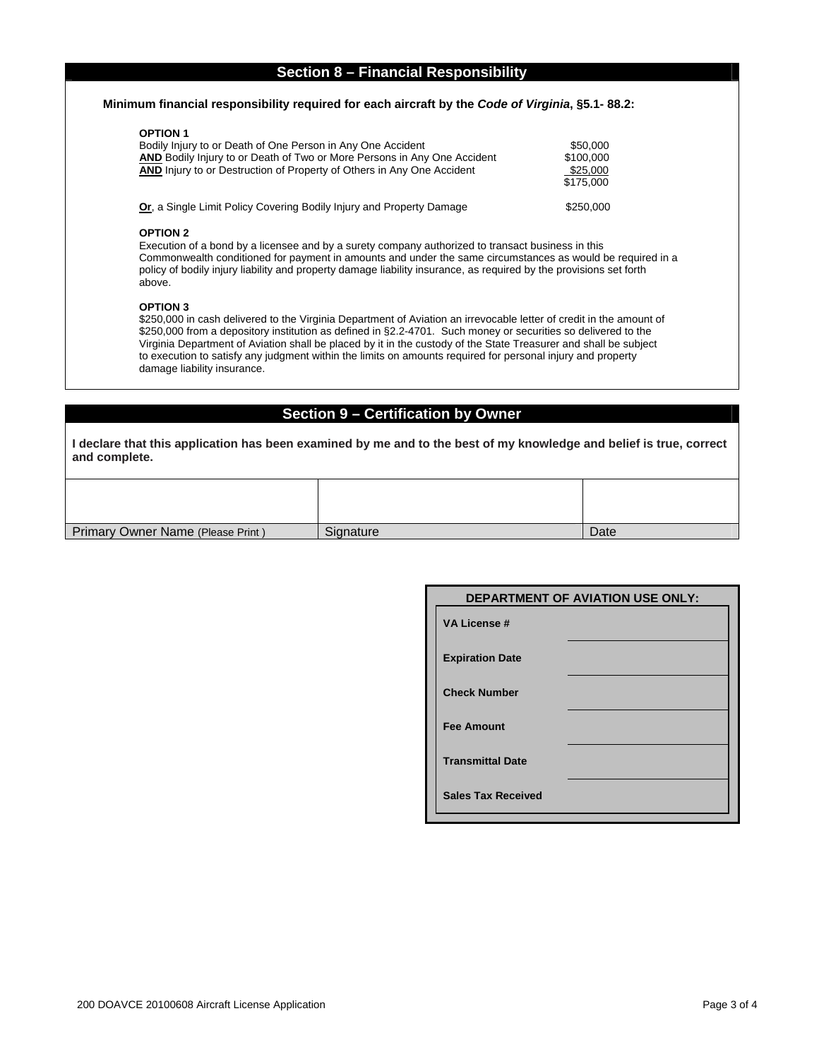## Section 8 – Financial Responsibility

**Minimum financial responsibility required for each aircraft by the *Code of Virginia*, §5.1- 88.2:**

**OPTION 1**

| | |
|---|---|
| Bodily Injury to or Death of One Person in Any One Accident | $50,000 |
| **AND** Bodily Injury to or Death of Two or More Persons in Any One Accident | $100,000 |
| **AND** Injury to or Destruction of Property of Others in Any One Accident | $25,000 |
| | $175,000 |
| **Or**, a Single Limit Policy Covering Bodily Injury and Property Damage | $250,000 |

**OPTION 2**

Execution of a bond by a licensee and by a surety company authorized to transact business in this Commonwealth conditioned for payment in amounts and under the same circumstances as would be required in a policy of bodily injury liability and property damage liability insurance, as required by the provisions set forth above.

**OPTION 3**

$250,000 in cash delivered to the Virginia Department of Aviation an irrevocable letter of credit in the amount of $250,000 from a depository institution as defined in §2.2-4701. Such money or securities so delivered to the Virginia Department of Aviation shall be placed by it in the custody of the State Treasurer and shall be subject to execution to satisfy any judgment within the limits on amounts required for personal injury and property damage liability insurance.

## Section 9 – Certification by Owner

**I declare that this application has been examined by me and to the best of my knowledge and belief is true, correct and complete.**

| | | |
|---|---|---|
| | | |
| Primary Owner Name (Please Print ) | Signature | Date |

| DEPARTMENT OF AVIATION USE ONLY: | |
|---|---|
| **VA License #** | |
| **Expiration Date** | |
| **Check Number** | |
| **Fee Amount** | |
| **Transmittal Date** | |
| **Sales Tax Received** | |

200 DOAVCE 20100608 Aircraft License Application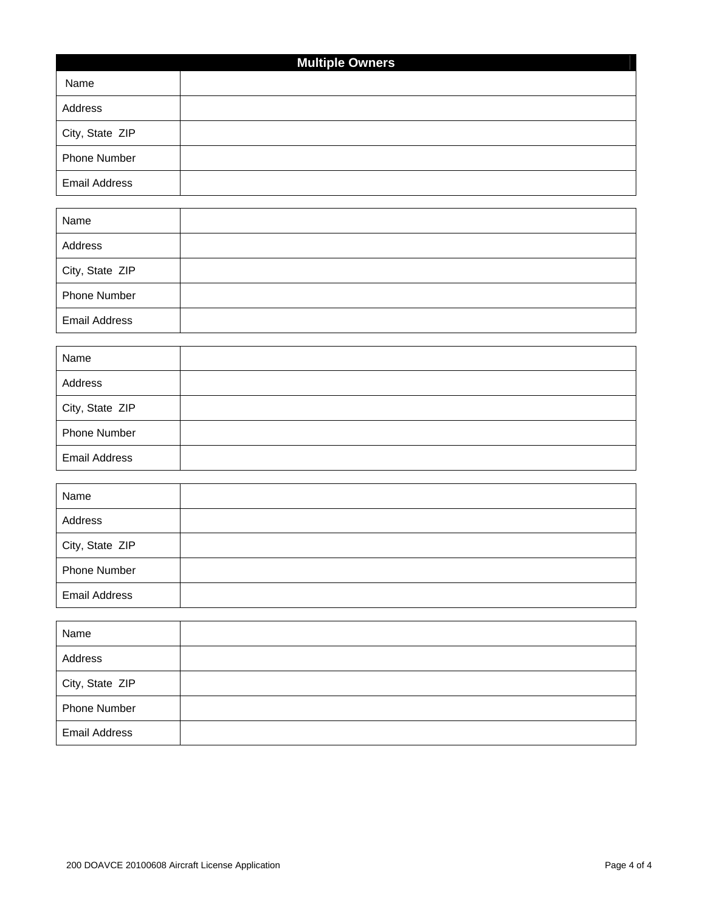| Multiple Owners | |
|---|---|
| Name | |
| Address | |
| City, State ZIP | |
| Phone Number | |
| Email Address | |

| | |
|---|---|
| Name | |
| Address | |
| City, State ZIP | |
| Phone Number | |
| Email Address | |

| | |
|---|---|
| Name | |
| Address | |
| City, State ZIP | |
| Phone Number | |
| Email Address | |

| | |
|---|---|
| Name | |
| Address | |
| City, State ZIP | |
| Phone Number | |
| Email Address | |

| | |
|---|---|
| Name | |
| Address | |
| City, State ZIP | |
| Phone Number | |
| Email Address | |

200 DOAVCE 20100608 Aircraft License Application